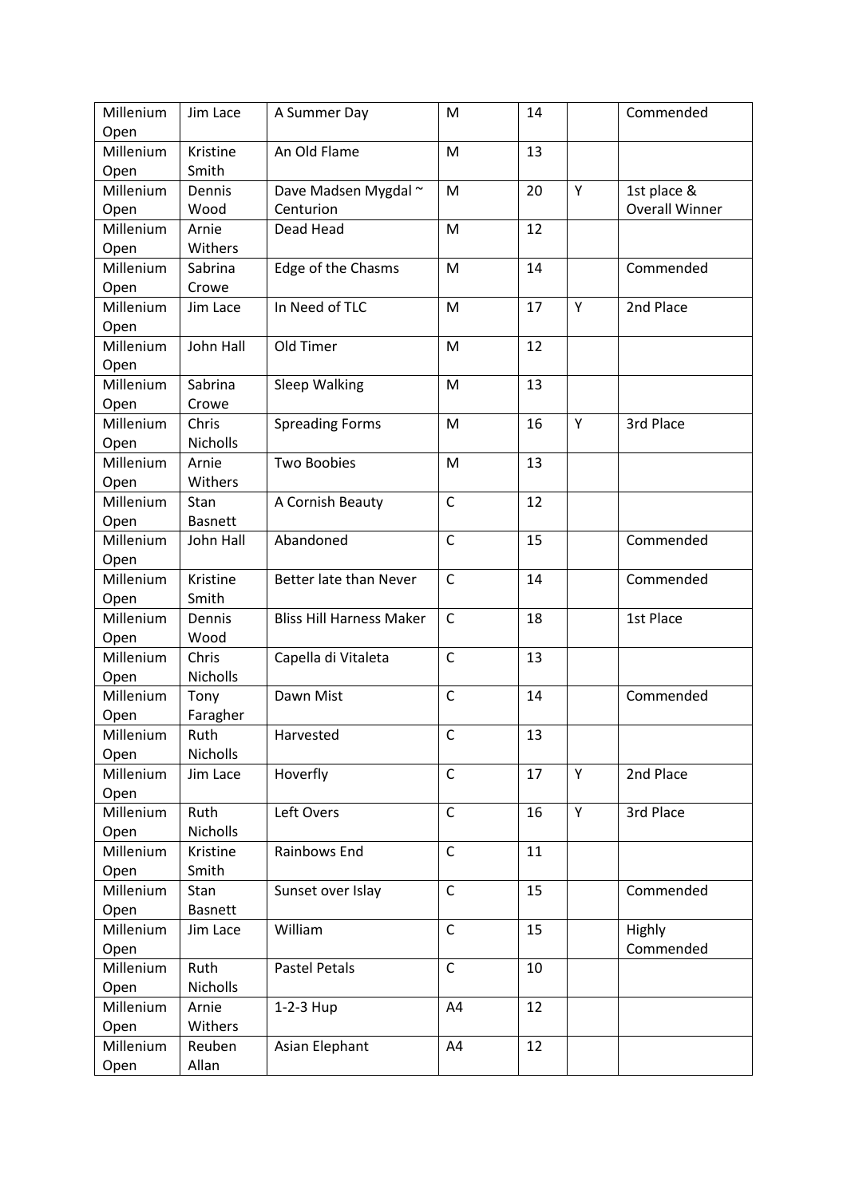| Millenium Open | Jim Lace | A Summer Day | M | 14 | | Commended |
|---|---|---|---|---|---|---|
| Millenium Open | Kristine Smith | An Old Flame | M | 13 | | |
| Millenium Open | Dennis Wood | Dave Madsen Mygdal ~ Centurion | M | 20 | Y | 1st place & Overall Winner |
| Millenium Open | Arnie Withers | Dead Head | M | 12 | | |
| Millenium Open | Sabrina Crowe | Edge of the Chasms | M | 14 | | Commended |
| Millenium Open | Jim Lace | In Need of TLC | M | 17 | Y | 2nd Place |
| Millenium Open | John Hall | Old Timer | M | 12 | | |
| Millenium Open | Sabrina Crowe | Sleep Walking | M | 13 | | |
| Millenium Open | Chris Nicholls | Spreading Forms | M | 16 | Y | 3rd Place |
| Millenium Open | Arnie Withers | Two Boobies | M | 13 | | |
| Millenium Open | Stan Basnett | A Cornish Beauty | C | 12 | | |
| Millenium Open | John Hall | Abandoned | C | 15 | | Commended |
| Millenium Open | Kristine Smith | Better late than Never | C | 14 | | Commended |
| Millenium Open | Dennis Wood | Bliss Hill Harness Maker | C | 18 | | 1st Place |
| Millenium Open | Chris Nicholls | Capella di Vitaleta | C | 13 | | |
| Millenium Open | Tony Faragher | Dawn Mist | C | 14 | | Commended |
| Millenium Open | Ruth Nicholls | Harvested | C | 13 | | |
| Millenium Open | Jim Lace | Hoverfly | C | 17 | Y | 2nd Place |
| Millenium Open | Ruth Nicholls | Left Overs | C | 16 | Y | 3rd Place |
| Millenium Open | Kristine Smith | Rainbows End | C | 11 | | |
| Millenium Open | Stan Basnett | Sunset over Islay | C | 15 | | Commended |
| Millenium Open | Jim Lace | William | C | 15 | | Highly Commended |
| Millenium Open | Ruth Nicholls | Pastel Petals | C | 10 | | |
| Millenium Open | Arnie Withers | 1-2-3 Hup | A4 | 12 | | |
| Millenium Open | Reuben Allan | Asian Elephant | A4 | 12 | | |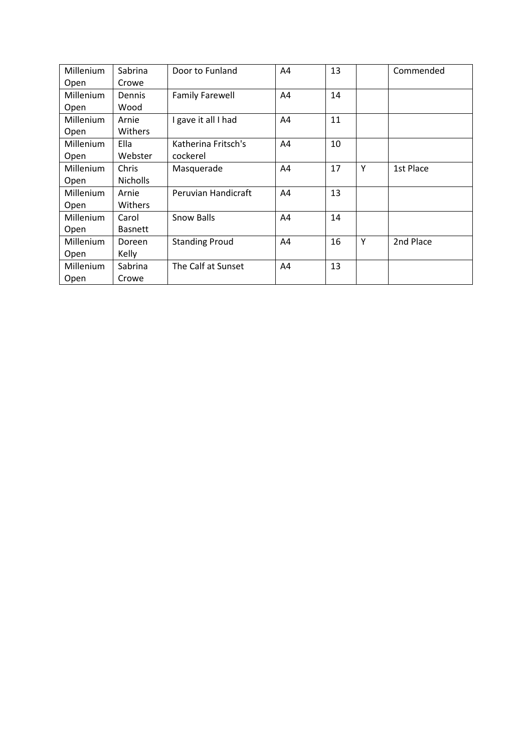| | | | | | | |
|---|---|---|---|---|---|---|
| Millenium Open | Sabrina Crowe | Door to Funland | A4 | 13 | | Commended |
| Millenium Open | Dennis Wood | Family Farewell | A4 | 14 | | |
| Millenium Open | Arnie Withers | I gave it all I had | A4 | 11 | | |
| Millenium Open | Ella Webster | Katherina Fritsch's cockerel | A4 | 10 | | |
| Millenium Open | Chris Nicholls | Masquerade | A4 | 17 | Y | 1st Place |
| Millenium Open | Arnie Withers | Peruvian Handicraft | A4 | 13 | | |
| Millenium Open | Carol Basnett | Snow Balls | A4 | 14 | | |
| Millenium Open | Doreen Kelly | Standing Proud | A4 | 16 | Y | 2nd Place |
| Millenium Open | Sabrina Crowe | The Calf at Sunset | A4 | 13 | | |